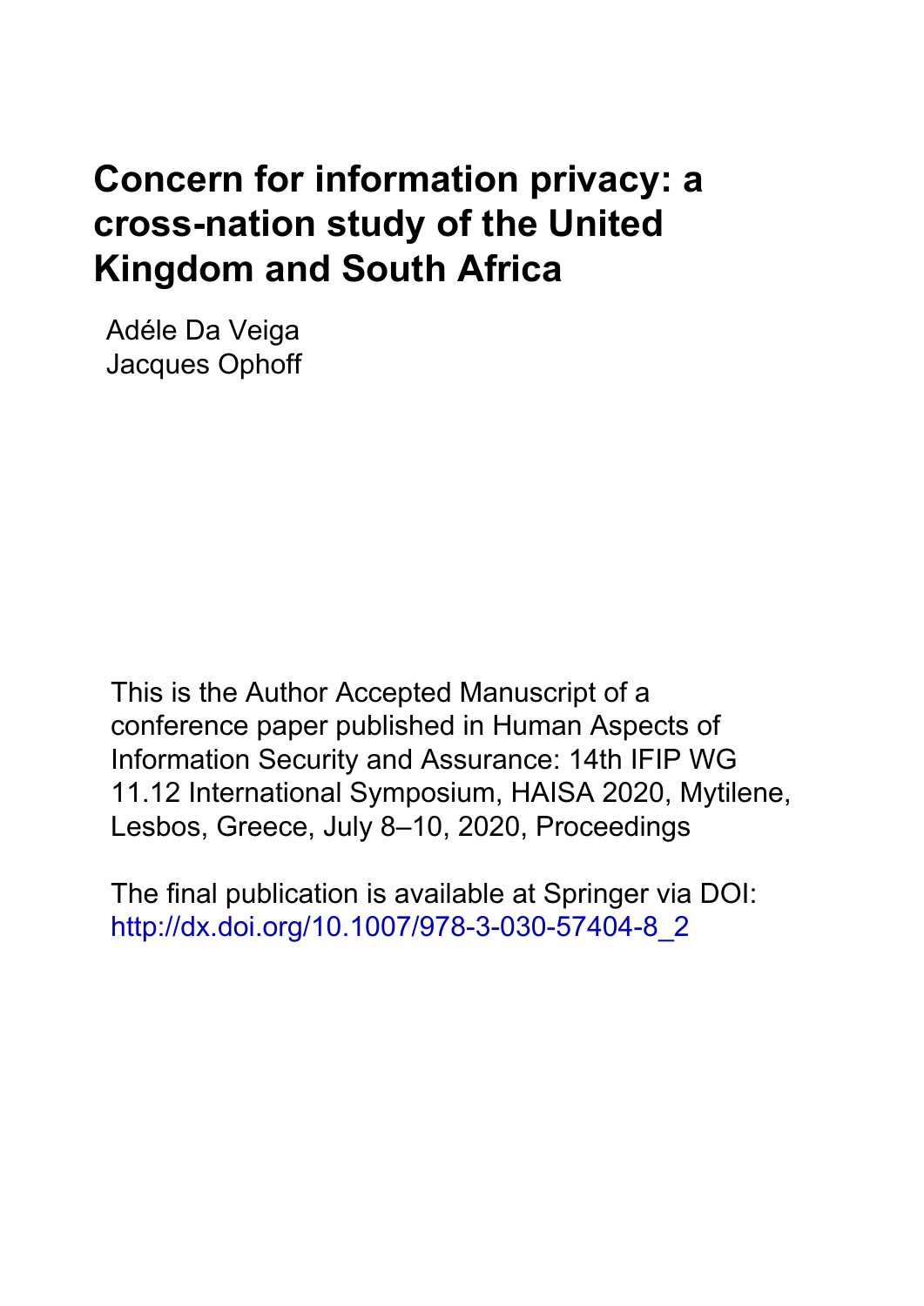# Concern for information privacy: a cross-nation study of the United Kingdom and South Africa

Adéle Da Veiga
Jacques Ophoff

This is the Author Accepted Manuscript of a conference paper published in Human Aspects of Information Security and Assurance: 14th IFIP WG 11.12 International Symposium, HAISA 2020, Mytilene, Lesbos, Greece, July 8–10, 2020, Proceedings

The final publication is available at Springer via DOI: http://dx.doi.org/10.1007/978-3-030-57404-8_2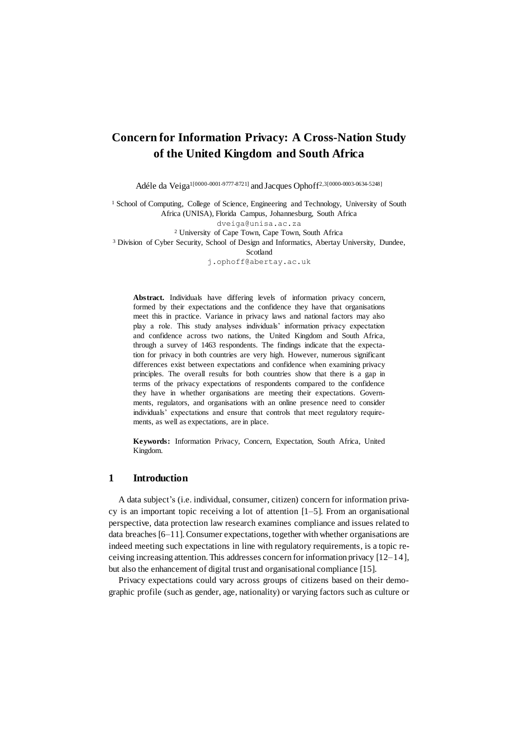# Concern for Information Privacy: A Cross-Nation Study of the United Kingdom and South Africa

Adéle da Veiga[1[0000-0001-9777-8721]] and Jacques Ophoff[2,3[0000-0003-0634-5248]]

[1] School of Computing, College of Science, Engineering and Technology, University of South Africa (UNISA), Florida Campus, Johannesburg, South Africa
dveiga@unisa.ac.za

[2] University of Cape Town, Cape Town, South Africa

[3] Division of Cyber Security, School of Design and Informatics, Abertay University, Dundee, Scotland
j.ophoff@abertay.ac.uk

**Abstract.** Individuals have differing levels of information privacy concern, formed by their expectations and the confidence they have that organisations meet this in practice. Variance in privacy laws and national factors may also play a role. This study analyses individuals' information privacy expectation and confidence across two nations, the United Kingdom and South Africa, through a survey of 1463 respondents. The findings indicate that the expectation for privacy in both countries are very high. However, numerous significant differences exist between expectations and confidence when examining privacy principles. The overall results for both countries show that there is a gap in terms of the privacy expectations of respondents compared to the confidence they have in whether organisations are meeting their expectations. Governments, regulators, and organisations with an online presence need to consider individuals' expectations and ensure that controls that meet regulatory requirements, as well as expectations, are in place.

**Keywords:** Information Privacy, Concern, Expectation, South Africa, United Kingdom.

## 1 Introduction

A data subject's (i.e. individual, consumer, citizen) concern for information privacy is an important topic receiving a lot of attention [1–5]. From an organisational perspective, data protection law research examines compliance and issues related to data breaches [6–11]. Consumer expectations, together with whether organisations are indeed meeting such expectations in line with regulatory requirements, is a topic receiving increasing attention. This addresses concern for information privacy [12–14], but also the enhancement of digital trust and organisational compliance [15].

Privacy expectations could vary across groups of citizens based on their demographic profile (such as gender, age, nationality) or varying factors such as culture or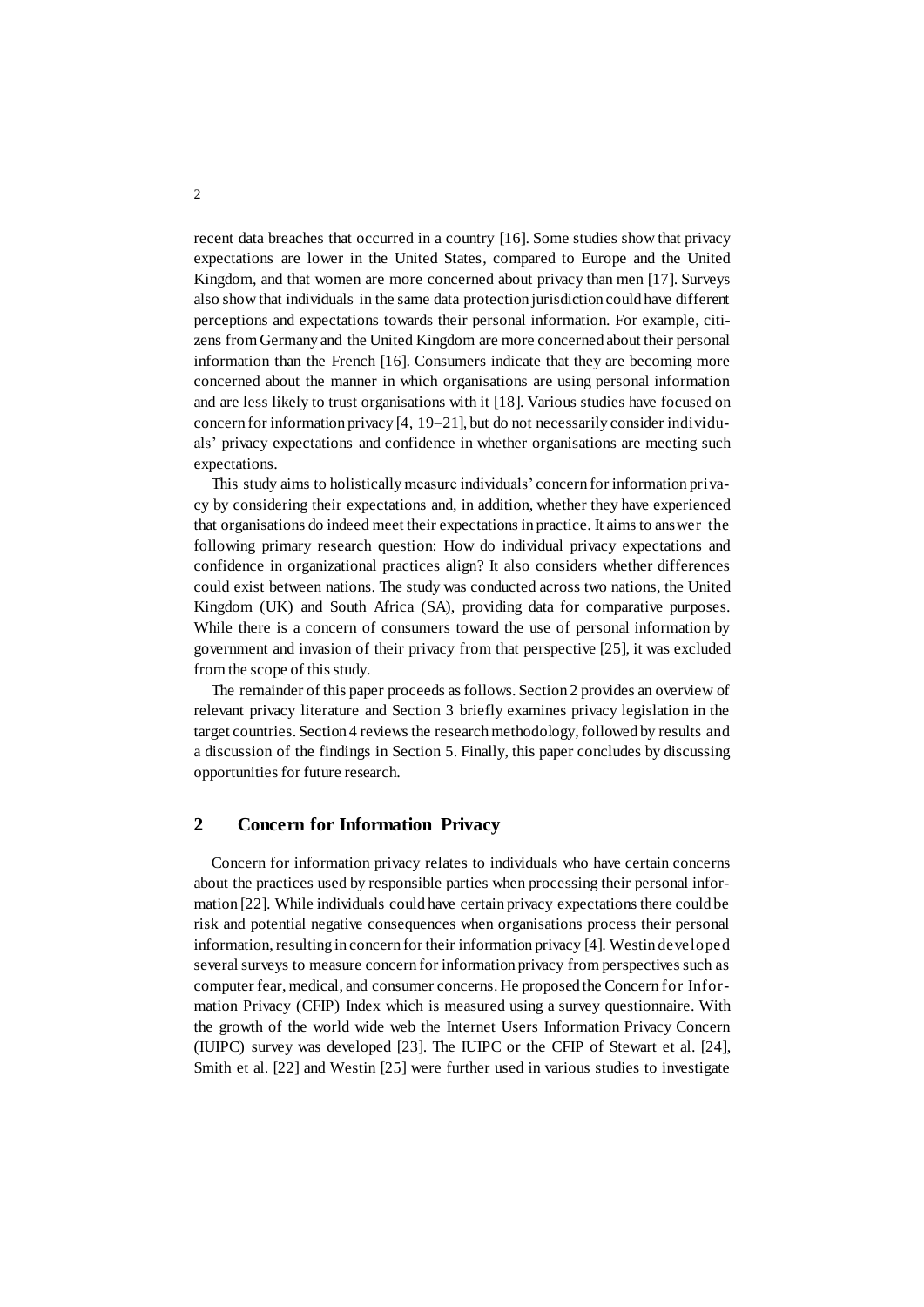recent data breaches that occurred in a country [16]. Some studies show that privacy expectations are lower in the United States, compared to Europe and the United Kingdom, and that women are more concerned about privacy than men [17]. Surveys also show that individuals in the same data protection jurisdiction could have different perceptions and expectations towards their personal information. For example, citizens from Germany and the United Kingdom are more concerned about their personal information than the French [16]. Consumers indicate that they are becoming more concerned about the manner in which organisations are using personal information and are less likely to trust organisations with it [18]. Various studies have focused on concern for information privacy [4, 19–21], but do not necessarily consider individuals' privacy expectations and confidence in whether organisations are meeting such expectations.

This study aims to holistically measure individuals' concern for information privacy by considering their expectations and, in addition, whether they have experienced that organisations do indeed meet their expectations in practice. It aims to answer the following primary research question: How do individual privacy expectations and confidence in organizational practices align? It also considers whether differences could exist between nations. The study was conducted across two nations, the United Kingdom (UK) and South Africa (SA), providing data for comparative purposes. While there is a concern of consumers toward the use of personal information by government and invasion of their privacy from that perspective [25], it was excluded from the scope of this study.

The remainder of this paper proceeds as follows. Section 2 provides an overview of relevant privacy literature and Section 3 briefly examines privacy legislation in the target countries. Section 4 reviews the research methodology, followed by results and a discussion of the findings in Section 5. Finally, this paper concludes by discussing opportunities for future research.

## 2 Concern for Information Privacy

Concern for information privacy relates to individuals who have certain concerns about the practices used by responsible parties when processing their personal information [22]. While individuals could have certain privacy expectations there could be risk and potential negative consequences when organisations process their personal information, resulting in concern for their information privacy [4]. Westin developed several surveys to measure concern for information privacy from perspectives such as computer fear, medical, and consumer concerns. He proposed the Concern for Information Privacy (CFIP) Index which is measured using a survey questionnaire. With the growth of the world wide web the Internet Users Information Privacy Concern (IUIPC) survey was developed [23]. The IUIPC or the CFIP of Stewart et al. [24], Smith et al. [22] and Westin [25] were further used in various studies to investigate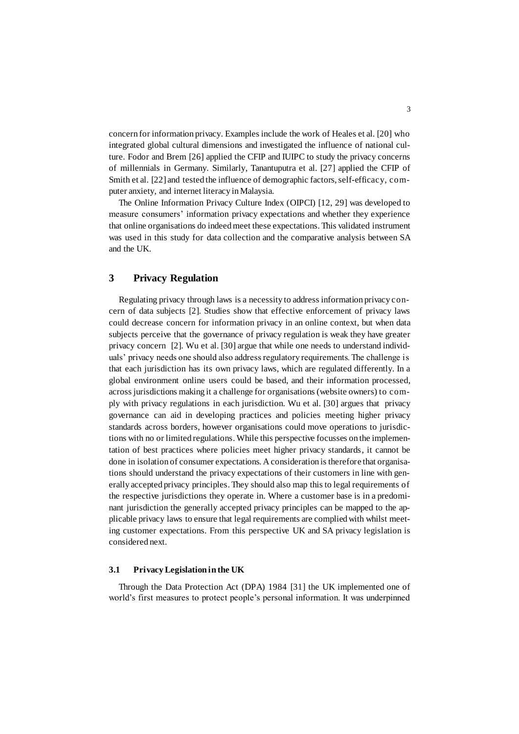concern for information privacy. Examples include the work of Heales et al. [20] who integrated global cultural dimensions and investigated the influence of national culture. Fodor and Brem [26] applied the CFIP and IUIPC to study the privacy concerns of millennials in Germany. Similarly, Tanantuputra et al. [27] applied the CFIP of Smith et al. [22] and tested the influence of demographic factors, self-efficacy, computer anxiety, and internet literacy in Malaysia.

The Online Information Privacy Culture Index (OIPCI) [12, 29] was developed to measure consumers' information privacy expectations and whether they experience that online organisations do indeed meet these expectations. This validated instrument was used in this study for data collection and the comparative analysis between SA and the UK.

## 3 Privacy Regulation

Regulating privacy through laws is a necessity to address information privacy concern of data subjects [2]. Studies show that effective enforcement of privacy laws could decrease concern for information privacy in an online context, but when data subjects perceive that the governance of privacy regulation is weak they have greater privacy concern [2]. Wu et al. [30] argue that while one needs to understand individuals' privacy needs one should also address regulatory requirements. The challenge is that each jurisdiction has its own privacy laws, which are regulated differently. In a global environment online users could be based, and their information processed, across jurisdictions making it a challenge for organisations (website owners) to comply with privacy regulations in each jurisdiction. Wu et al. [30] argues that privacy governance can aid in developing practices and policies meeting higher privacy standards across borders, however organisations could move operations to jurisdictions with no or limited regulations. While this perspective focusses on the implementation of best practices where policies meet higher privacy standards, it cannot be done in isolation of consumer expectations. A consideration is therefore that organisations should understand the privacy expectations of their customers in line with generally accepted privacy principles. They should also map this to legal requirements of the respective jurisdictions they operate in. Where a customer base is in a predominant jurisdiction the generally accepted privacy principles can be mapped to the applicable privacy laws to ensure that legal requirements are complied with whilst meeting customer expectations. From this perspective UK and SA privacy legislation is considered next.

### 3.1 Privacy Legislation in the UK

Through the Data Protection Act (DPA) 1984 [31] the UK implemented one of world's first measures to protect people's personal information. It was underpinned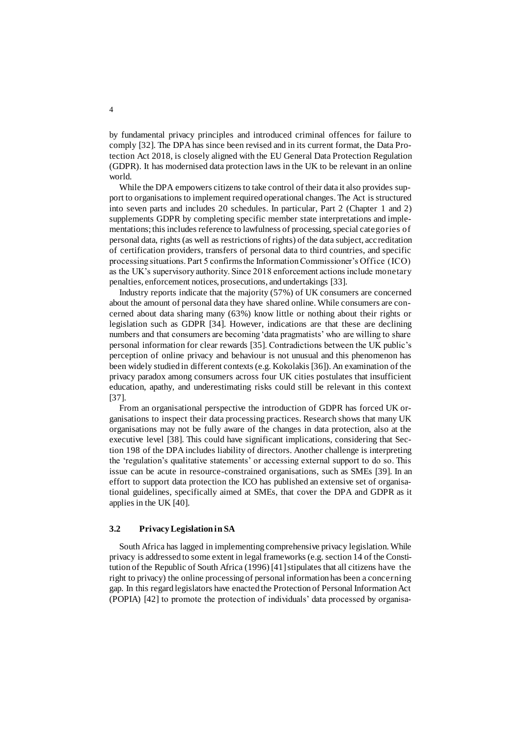by fundamental privacy principles and introduced criminal offences for failure to comply [32]. The DPA has since been revised and in its current format, the Data Protection Act 2018, is closely aligned with the EU General Data Protection Regulation (GDPR). It has modernised data protection laws in the UK to be relevant in an online world.

While the DPA empowers citizens to take control of their data it also provides support to organisations to implement required operational changes. The Act is structured into seven parts and includes 20 schedules. In particular, Part 2 (Chapter 1 and 2) supplements GDPR by completing specific member state interpretations and implementations; this includes reference to lawfulness of processing, special categories of personal data, rights (as well as restrictions of rights) of the data subject, accreditation of certification providers, transfers of personal data to third countries, and specific processing situations. Part 5 confirms the Information Commissioner's Office (ICO) as the UK's supervisory authority. Since 2018 enforcement actions include monetary penalties, enforcement notices, prosecutions, and undertakings [33].

Industry reports indicate that the majority (57%) of UK consumers are concerned about the amount of personal data they have shared online. While consumers are concerned about data sharing many (63%) know little or nothing about their rights or legislation such as GDPR [34]. However, indications are that these are declining numbers and that consumers are becoming 'data pragmatists' who are willing to share personal information for clear rewards [35]. Contradictions between the UK public's perception of online privacy and behaviour is not unusual and this phenomenon has been widely studied in different contexts (e.g. Kokolakis [36]). An examination of the privacy paradox among consumers across four UK cities postulates that insufficient education, apathy, and underestimating risks could still be relevant in this context [37].

From an organisational perspective the introduction of GDPR has forced UK organisations to inspect their data processing practices. Research shows that many UK organisations may not be fully aware of the changes in data protection, also at the executive level [38]. This could have significant implications, considering that Section 198 of the DPA includes liability of directors. Another challenge is interpreting the 'regulation's qualitative statements' or accessing external support to do so. This issue can be acute in resource-constrained organisations, such as SMEs [39]. In an effort to support data protection the ICO has published an extensive set of organisational guidelines, specifically aimed at SMEs, that cover the DPA and GDPR as it applies in the UK [40].

### 3.2 Privacy Legislation in SA

South Africa has lagged in implementing comprehensive privacy legislation. While privacy is addressed to some extent in legal frameworks (e.g. section 14 of the Constitution of the Republic of South Africa (1996) [41] stipulates that all citizens have the right to privacy) the online processing of personal information has been a concerning gap. In this regard legislators have enacted the Protection of Personal Information Act (POPIA) [42] to promote the protection of individuals' data processed by organisa-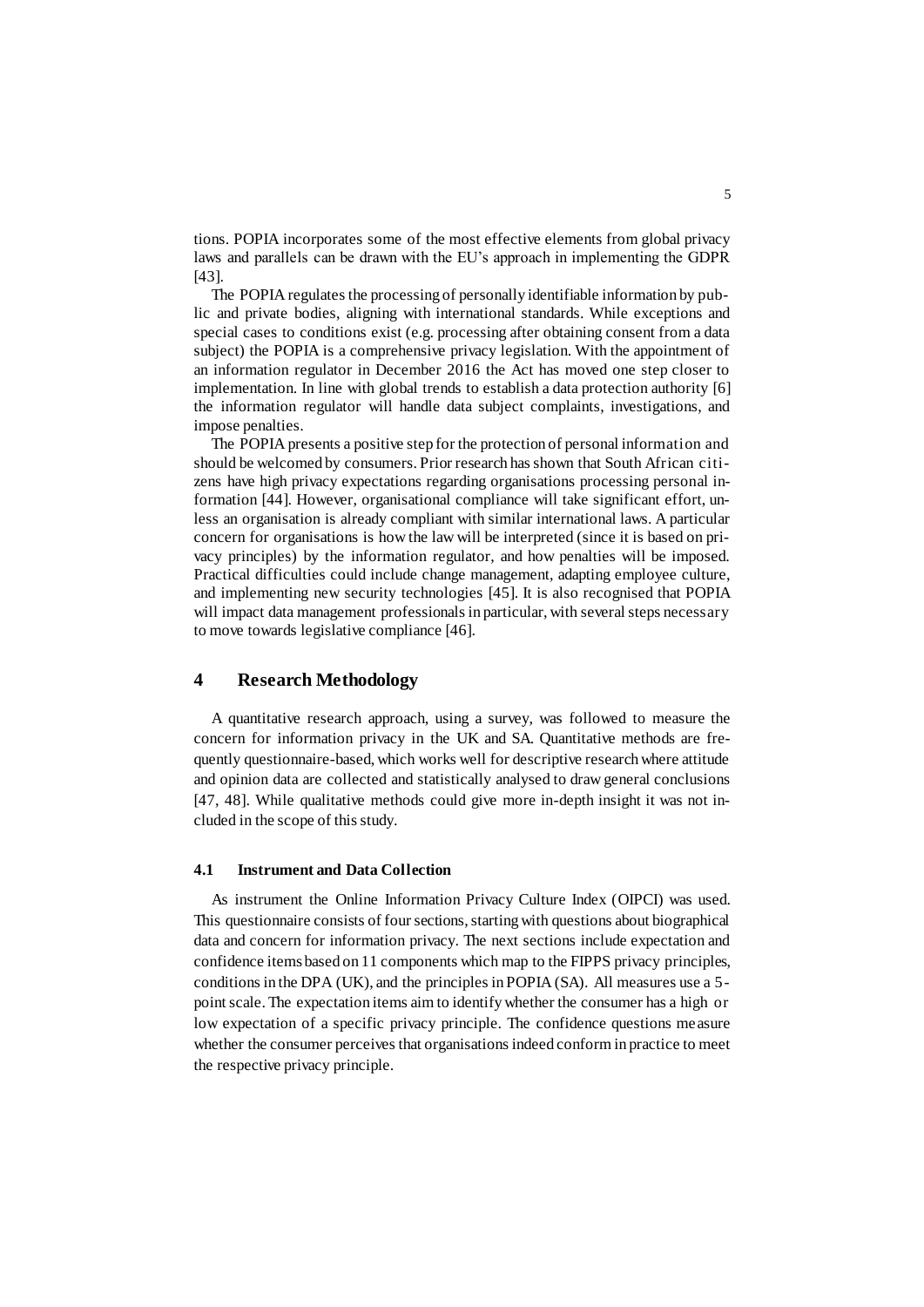tions. POPIA incorporates some of the most effective elements from global privacy laws and parallels can be drawn with the EU's approach in implementing the GDPR [43].

The POPIA regulates the processing of personally identifiable information by public and private bodies, aligning with international standards. While exceptions and special cases to conditions exist (e.g. processing after obtaining consent from a data subject) the POPIA is a comprehensive privacy legislation. With the appointment of an information regulator in December 2016 the Act has moved one step closer to implementation. In line with global trends to establish a data protection authority [6] the information regulator will handle data subject complaints, investigations, and impose penalties.

The POPIA presents a positive step for the protection of personal information and should be welcomed by consumers. Prior research has shown that South African citizens have high privacy expectations regarding organisations processing personal information [44]. However, organisational compliance will take significant effort, unless an organisation is already compliant with similar international laws. A particular concern for organisations is how the law will be interpreted (since it is based on privacy principles) by the information regulator, and how penalties will be imposed. Practical difficulties could include change management, adapting employee culture, and implementing new security technologies [45]. It is also recognised that POPIA will impact data management professionals in particular, with several steps necessary to move towards legislative compliance [46].

## 4 Research Methodology

A quantitative research approach, using a survey, was followed to measure the concern for information privacy in the UK and SA. Quantitative methods are frequently questionnaire-based, which works well for descriptive research where attitude and opinion data are collected and statistically analysed to draw general conclusions [47, 48]. While qualitative methods could give more in-depth insight it was not included in the scope of this study.

### 4.1 Instrument and Data Collection

As instrument the Online Information Privacy Culture Index (OIPCI) was used. This questionnaire consists of four sections, starting with questions about biographical data and concern for information privacy. The next sections include expectation and confidence items based on 11 components which map to the FIPPS privacy principles, conditions in the DPA (UK), and the principles in POPIA (SA). All measures use a 5-point scale. The expectation items aim to identify whether the consumer has a high or low expectation of a specific privacy principle. The confidence questions measure whether the consumer perceives that organisations indeed conform in practice to meet the respective privacy principle.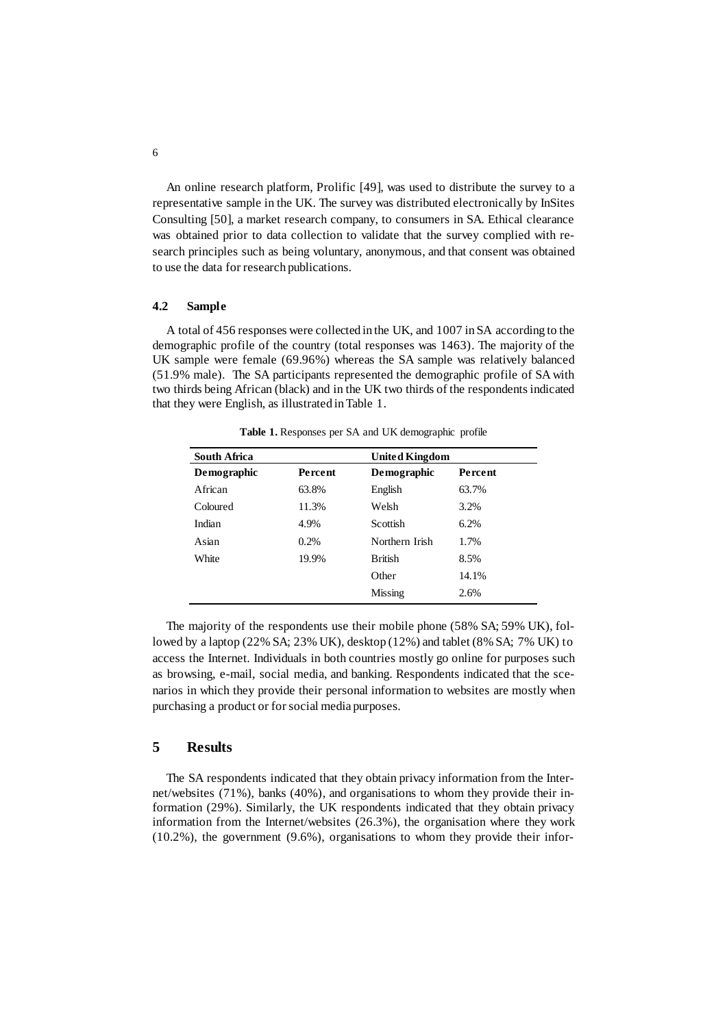An online research platform, Prolific [49], was used to distribute the survey to a representative sample in the UK. The survey was distributed electronically by InSites Consulting [50], a market research company, to consumers in SA. Ethical clearance was obtained prior to data collection to validate that the survey complied with research principles such as being voluntary, anonymous, and that consent was obtained to use the data for research publications.

### 4.2 Sample

A total of 456 responses were collected in the UK, and 1007 in SA according to the demographic profile of the country (total responses was 1463). The majority of the UK sample were female (69.96%) whereas the SA sample was relatively balanced (51.9% male). The SA participants represented the demographic profile of SA with two thirds being African (black) and in the UK two thirds of the respondents indicated that they were English, as illustrated in Table 1.

**Table 1.** Responses per SA and UK demographic profile

| **South Africa** | | **United Kingdom** | |
|---|---|---|---|
| **Demographic** | **Percent** | **Demographic** | **Percent** |
| African | 63.8% | English | 63.7% |
| Coloured | 11.3% | Welsh | 3.2% |
| Indian | 4.9% | Scottish | 6.2% |
| Asian | 0.2% | Northern Irish | 1.7% |
| White | 19.9% | British | 8.5% |
| | | Other | 14.1% |
| | | Missing | 2.6% |

The majority of the respondents use their mobile phone (58% SA; 59% UK), followed by a laptop (22% SA; 23% UK), desktop (12%) and tablet (8% SA; 7% UK) to access the Internet. Individuals in both countries mostly go online for purposes such as browsing, e-mail, social media, and banking. Respondents indicated that the scenarios in which they provide their personal information to websites are mostly when purchasing a product or for social media purposes.

## 5 Results

The SA respondents indicated that they obtain privacy information from the Internet/websites (71%), banks (40%), and organisations to whom they provide their information (29%). Similarly, the UK respondents indicated that they obtain privacy information from the Internet/websites (26.3%), the organisation where they work (10.2%), the government (9.6%), organisations to whom they provide their infor-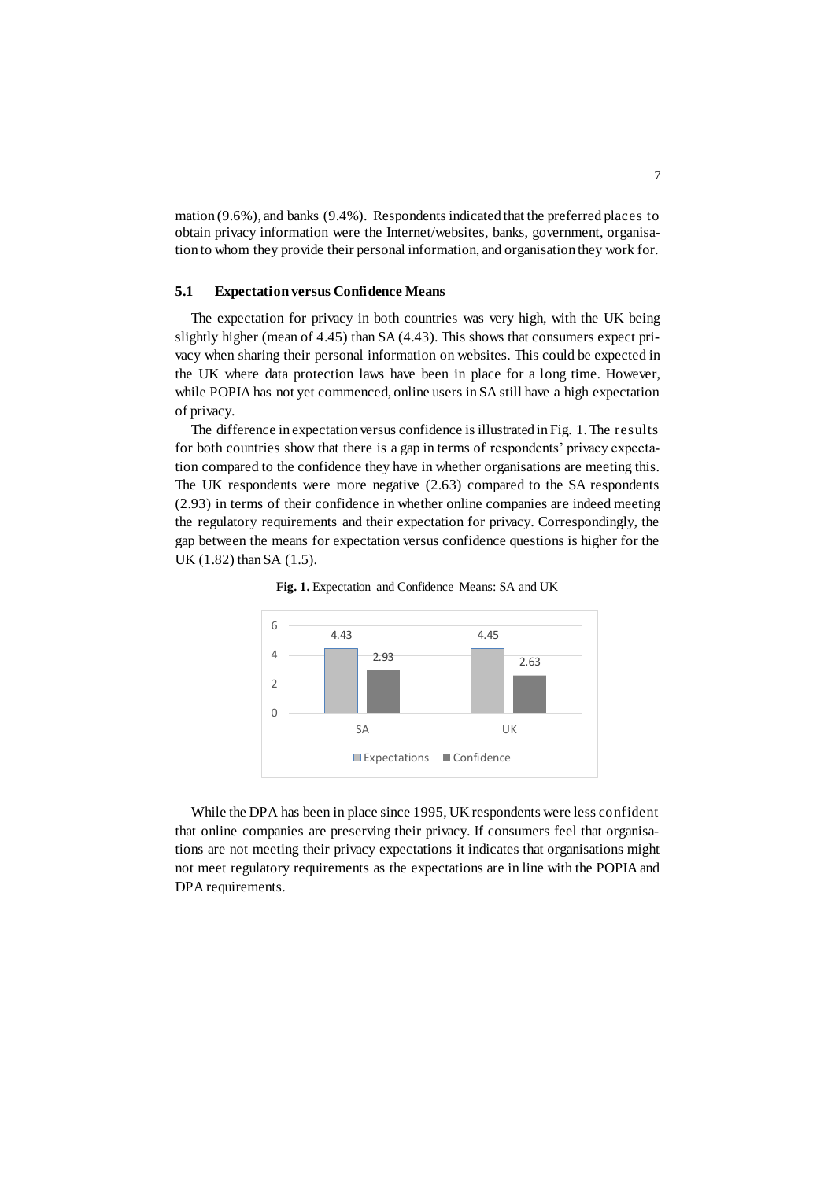mation (9.6%), and banks (9.4%). Respondents indicated that the preferred places to obtain privacy information were the Internet/websites, banks, government, organisation to whom they provide their personal information, and organisation they work for.

### 5.1 Expectation versus Confidence Means

The expectation for privacy in both countries was very high, with the UK being slightly higher (mean of 4.45) than SA (4.43). This shows that consumers expect privacy when sharing their personal information on websites. This could be expected in the UK where data protection laws have been in place for a long time. However, while POPIA has not yet commenced, online users in SA still have a high expectation of privacy.

The difference in expectation versus confidence is illustrated in Fig. 1. The results for both countries show that there is a gap in terms of respondents' privacy expectation compared to the confidence they have in whether organisations are meeting this. The UK respondents were more negative (2.63) compared to the SA respondents (2.93) in terms of their confidence in whether online companies are indeed meeting the regulatory requirements and their expectation for privacy. Correspondingly, the gap between the means for expectation versus confidence questions is higher for the UK (1.82) than SA (1.5).

**Fig. 1.** Expectation and Confidence Means: SA and UK

| | Expectations | Confidence |
|---|---|---|
| SA | 4.43 | 2.93 |
| UK | 4.45 | 2.63 |

While the DPA has been in place since 1995, UK respondents were less confident that online companies are preserving their privacy. If consumers feel that organisations are not meeting their privacy expectations it indicates that organisations might not meet regulatory requirements as the expectations are in line with the POPIA and DPA requirements.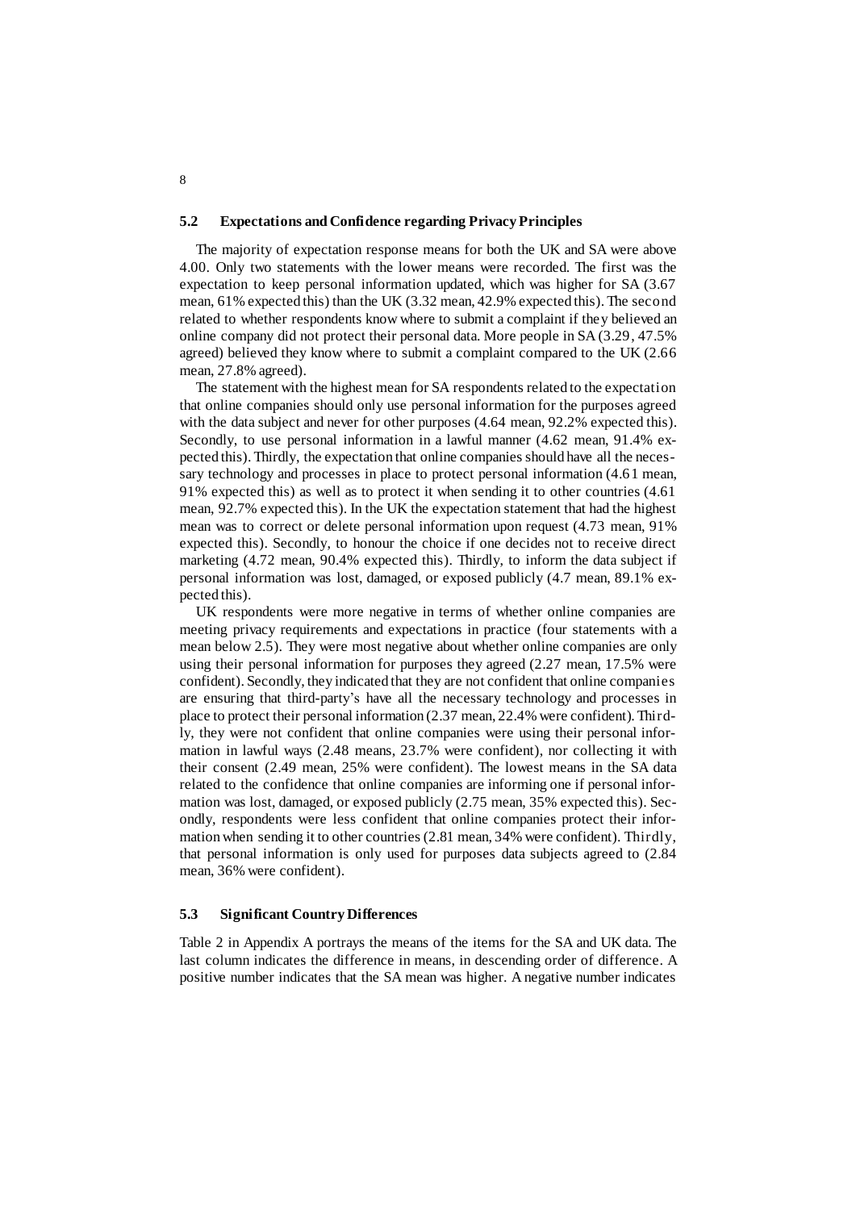### 5.2 Expectations and Confidence regarding Privacy Principles

The majority of expectation response means for both the UK and SA were above 4.00. Only two statements with the lower means were recorded. The first was the expectation to keep personal information updated, which was higher for SA (3.67 mean, 61% expected this) than the UK (3.32 mean, 42.9% expected this). The second related to whether respondents know where to submit a complaint if they believed an online company did not protect their personal data. More people in SA (3.29, 47.5% agreed) believed they know where to submit a complaint compared to the UK (2.66 mean, 27.8% agreed).

The statement with the highest mean for SA respondents related to the expectation that online companies should only use personal information for the purposes agreed with the data subject and never for other purposes (4.64 mean, 92.2% expected this). Secondly, to use personal information in a lawful manner (4.62 mean, 91.4% expected this). Thirdly, the expectation that online companies should have all the necessary technology and processes in place to protect personal information (4.61 mean, 91% expected this) as well as to protect it when sending it to other countries (4.61 mean, 92.7% expected this). In the UK the expectation statement that had the highest mean was to correct or delete personal information upon request (4.73 mean, 91% expected this). Secondly, to honour the choice if one decides not to receive direct marketing (4.72 mean, 90.4% expected this). Thirdly, to inform the data subject if personal information was lost, damaged, or exposed publicly (4.7 mean, 89.1% expected this).

UK respondents were more negative in terms of whether online companies are meeting privacy requirements and expectations in practice (four statements with a mean below 2.5). They were most negative about whether online companies are only using their personal information for purposes they agreed (2.27 mean, 17.5% were confident). Secondly, they indicated that they are not confident that online companies are ensuring that third-party's have all the necessary technology and processes in place to protect their personal information (2.37 mean, 22.4% were confident). Thirdly, they were not confident that online companies were using their personal information in lawful ways (2.48 means, 23.7% were confident), nor collecting it with their consent (2.49 mean, 25% were confident). The lowest means in the SA data related to the confidence that online companies are informing one if personal information was lost, damaged, or exposed publicly (2.75 mean, 35% expected this). Secondly, respondents were less confident that online companies protect their information when sending it to other countries (2.81 mean, 34% were confident). Thirdly, that personal information is only used for purposes data subjects agreed to (2.84 mean, 36% were confident).

### 5.3 Significant Country Differences

Table 2 in Appendix A portrays the means of the items for the SA and UK data. The last column indicates the difference in means, in descending order of difference. A positive number indicates that the SA mean was higher. A negative number indicates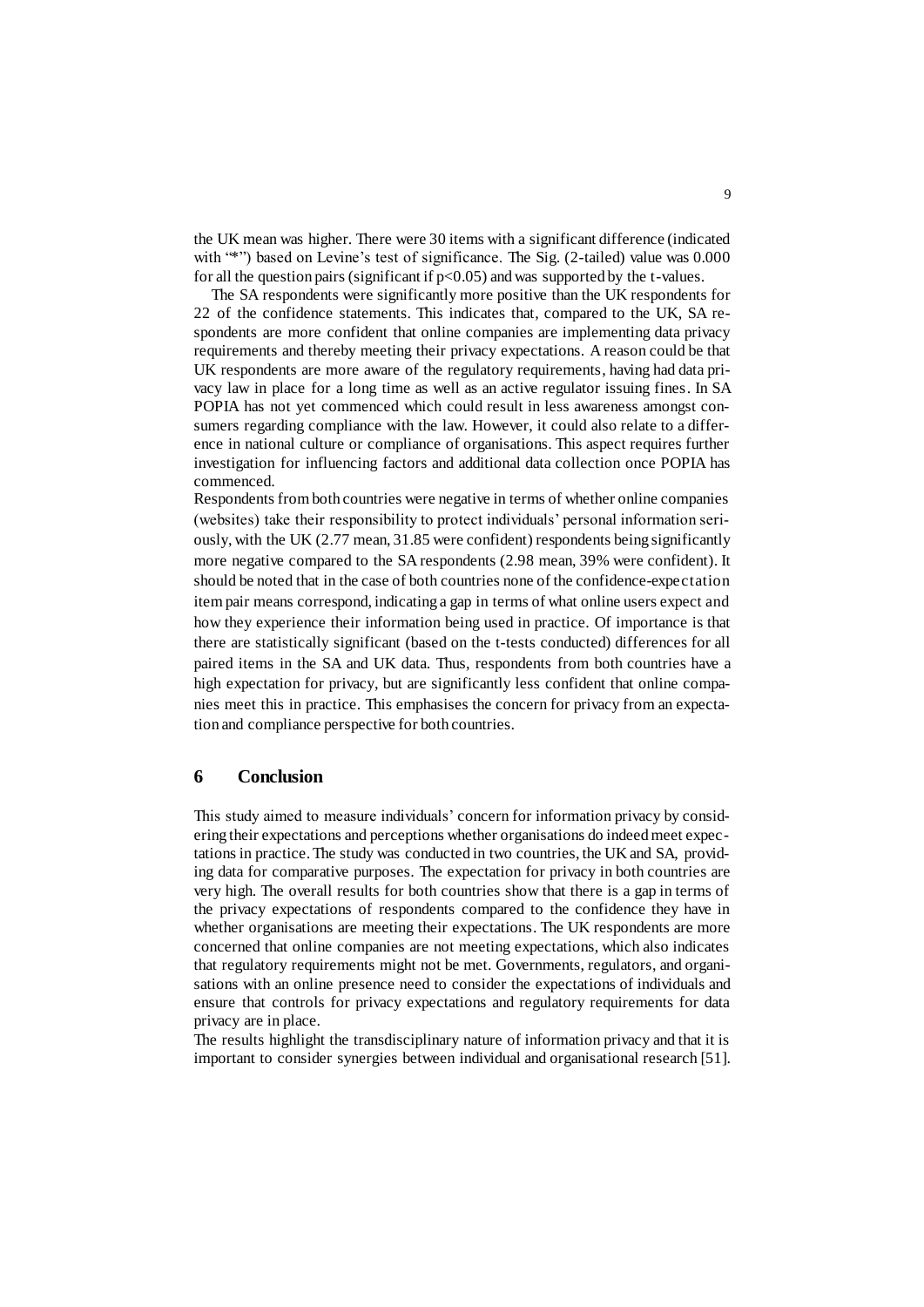the UK mean was higher. There were 30 items with a significant difference (indicated with "*") based on Levine's test of significance. The Sig. (2-tailed) value was 0.000 for all the question pairs (significant if $p<0.05$) and was supported by the t-values.

The SA respondents were significantly more positive than the UK respondents for 22 of the confidence statements. This indicates that, compared to the UK, SA respondents are more confident that online companies are implementing data privacy requirements and thereby meeting their privacy expectations. A reason could be that UK respondents are more aware of the regulatory requirements, having had data privacy law in place for a long time as well as an active regulator issuing fines. In SA POPIA has not yet commenced which could result in less awareness amongst consumers regarding compliance with the law. However, it could also relate to a difference in national culture or compliance of organisations. This aspect requires further investigation for influencing factors and additional data collection once POPIA has commenced.

Respondents from both countries were negative in terms of whether online companies (websites) take their responsibility to protect individuals' personal information seriously, with the UK (2.77 mean, 31.85 were confident) respondents being significantly more negative compared to the SA respondents (2.98 mean, 39% were confident). It should be noted that in the case of both countries none of the confidence-expectation item pair means correspond, indicating a gap in terms of what online users expect and how they experience their information being used in practice. Of importance is that there are statistically significant (based on the t-tests conducted) differences for all paired items in the SA and UK data. Thus, respondents from both countries have a high expectation for privacy, but are significantly less confident that online companies meet this in practice. This emphasises the concern for privacy from an expectation and compliance perspective for both countries.

## 6 Conclusion

This study aimed to measure individuals' concern for information privacy by considering their expectations and perceptions whether organisations do indeed meet expectations in practice. The study was conducted in two countries, the UK and SA, providing data for comparative purposes. The expectation for privacy in both countries are very high. The overall results for both countries show that there is a gap in terms of the privacy expectations of respondents compared to the confidence they have in whether organisations are meeting their expectations. The UK respondents are more concerned that online companies are not meeting expectations, which also indicates that regulatory requirements might not be met. Governments, regulators, and organisations with an online presence need to consider the expectations of individuals and ensure that controls for privacy expectations and regulatory requirements for data privacy are in place.

The results highlight the transdisciplinary nature of information privacy and that it is important to consider synergies between individual and organisational research [51].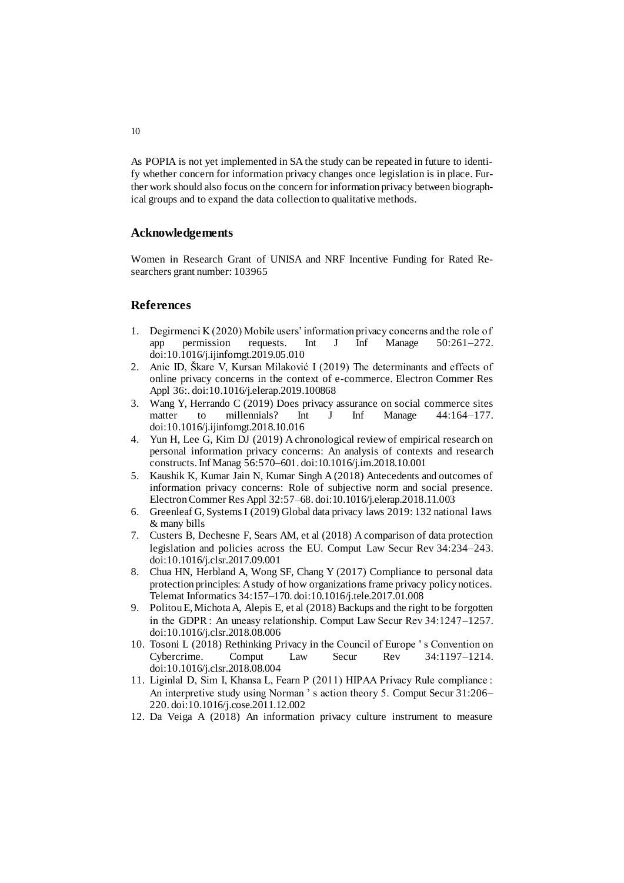As POPIA is not yet implemented in SA the study can be repeated in future to identify whether concern for information privacy changes once legislation is in place. Further work should also focus on the concern for information privacy between biographical groups and to expand the data collection to qualitative methods.

## Acknowledgements

Women in Research Grant of UNISA and NRF Incentive Funding for Rated Researchers grant number: 103965

## References

1. Degirmenci K (2020) Mobile users' information privacy concerns and the role of app permission requests. Int J Inf Manage 50:261–272. doi:10.1016/j.ijinfomgt.2019.05.010
2. Anic ID, Škare V, Kursan Milaković I (2019) The determinants and effects of online privacy concerns in the context of e-commerce. Electron Commer Res Appl 36:. doi:10.1016/j.elerap.2019.100868
3. Wang Y, Herrando C (2019) Does privacy assurance on social commerce sites matter to millennials? Int J Inf Manage 44:164–177. doi:10.1016/j.ijinfomgt.2018.10.016
4. Yun H, Lee G, Kim DJ (2019) A chronological review of empirical research on personal information privacy concerns: An analysis of contexts and research constructs. Inf Manag 56:570–601. doi:10.1016/j.im.2018.10.001
5. Kaushik K, Kumar Jain N, Kumar Singh A (2018) Antecedents and outcomes of information privacy concerns: Role of subjective norm and social presence. Electron Commer Res Appl 32:57–68. doi:10.1016/j.elerap.2018.11.003
6. Greenleaf G, Systems I (2019) Global data privacy laws 2019: 132 national laws & many bills
7. Custers B, Dechesne F, Sears AM, et al (2018) A comparison of data protection legislation and policies across the EU. Comput Law Secur Rev 34:234–243. doi:10.1016/j.clsr.2017.09.001
8. Chua HN, Herbland A, Wong SF, Chang Y (2017) Compliance to personal data protection principles: A study of how organizations frame privacy policy notices. Telemat Informatics 34:157–170. doi:10.1016/j.tele.2017.01.008
9. Politou E, Michota A, Alepis E, et al (2018) Backups and the right to be forgotten in the GDPR : An uneasy relationship. Comput Law Secur Rev 34:1247–1257. doi:10.1016/j.clsr.2018.08.006
10. Tosoni L (2018) Rethinking Privacy in the Council of Europe ' s Convention on Cybercrime. Comput Law Secur Rev 34:1197–1214. doi:10.1016/j.clsr.2018.08.004
11. Liginlal D, Sim I, Khansa L, Fearn P (2011) HIPAA Privacy Rule compliance : An interpretive study using Norman ' s action theory 5. Comput Secur 31:206–220. doi:10.1016/j.cose.2011.12.002
12. Da Veiga A (2018) An information privacy culture instrument to measure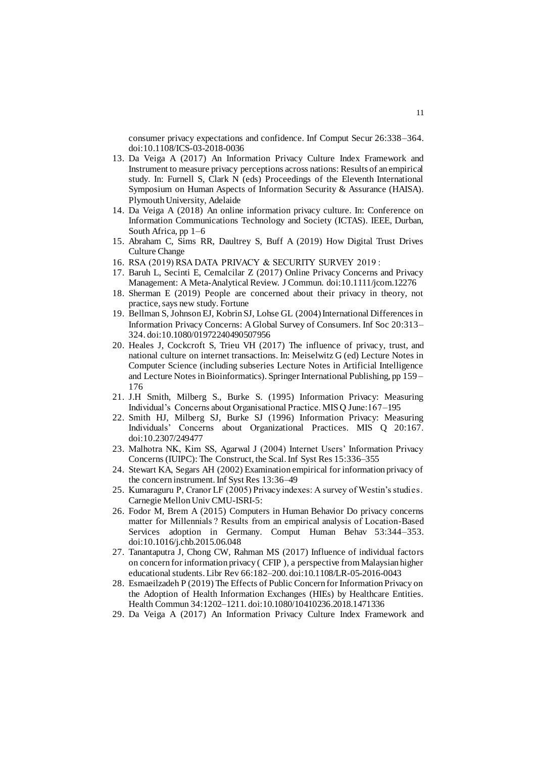consumer privacy expectations and confidence. Inf Comput Secur 26:338–364. doi:10.1108/ICS-03-2018-0036

13. Da Veiga A (2017) An Information Privacy Culture Index Framework and Instrument to measure privacy perceptions across nations: Results of an empirical study. In: Furnell S, Clark N (eds) Proceedings of the Eleventh International Symposium on Human Aspects of Information Security & Assurance (HAISA). Plymouth University, Adelaide
14. Da Veiga A (2018) An online information privacy culture. In: Conference on Information Communications Technology and Society (ICTAS). IEEE, Durban, South Africa, pp 1–6
15. Abraham C, Sims RR, Daultrey S, Buff A (2019) How Digital Trust Drives Culture Change
16. RSA (2019) RSA DATA PRIVACY & SECURITY SURVEY 2019 :
17. Baruh L, Secinti E, Cemalcilar Z (2017) Online Privacy Concerns and Privacy Management: A Meta-Analytical Review. J Commun. doi:10.1111/jcom.12276
18. Sherman E (2019) People are concerned about their privacy in theory, not practice, says new study. Fortune
19. Bellman S, Johnson EJ, Kobrin SJ, Lohse GL (2004) International Differences in Information Privacy Concerns: A Global Survey of Consumers. Inf Soc 20:313–324. doi:10.1080/01972240490507956
20. Heales J, Cockcroft S, Trieu VH (2017) The influence of privacy, trust, and national culture on internet transactions. In: Meiselwitz G (ed) Lecture Notes in Computer Science (including subseries Lecture Notes in Artificial Intelligence and Lecture Notes in Bioinformatics). Springer International Publishing, pp 159–176
21. J.H Smith, Milberg S., Burke S. (1995) Information Privacy: Measuring Individual's Concerns about Organisational Practice. MIS Q June:167–195
22. Smith HJ, Milberg SJ, Burke SJ (1996) Information Privacy: Measuring Individuals' Concerns about Organizational Practices. MIS Q 20:167. doi:10.2307/249477
23. Malhotra NK, Kim SS, Agarwal J (2004) Internet Users' Information Privacy Concerns (IUIPC): The Construct, the Scal. Inf Syst Res 15:336–355
24. Stewart KA, Segars AH (2002) Examination empirical for information privacy of the concern instrument. Inf Syst Res 13:36–49
25. Kumaraguru P, Cranor LF (2005) Privacy indexes: A survey of Westin's studies. Carnegie Mellon Univ CMU-ISRI-5:
26. Fodor M, Brem A (2015) Computers in Human Behavior Do privacy concerns matter for Millennials ? Results from an empirical analysis of Location-Based Services adoption in Germany. Comput Human Behav 53:344–353. doi:10.1016/j.chb.2015.06.048
27. Tanantaputra J, Chong CW, Rahman MS (2017) Influence of individual factors on concern for information privacy ( CFIP ), a perspective from Malaysian higher educational students. Libr Rev 66:182–200. doi:10.1108/LR-05-2016-0043
28. Esmaeilzadeh P (2019) The Effects of Public Concern for Information Privacy on the Adoption of Health Information Exchanges (HIEs) by Healthcare Entities. Health Commun 34:1202–1211. doi:10.1080/10410236.2018.1471336
29. Da Veiga A (2017) An Information Privacy Culture Index Framework and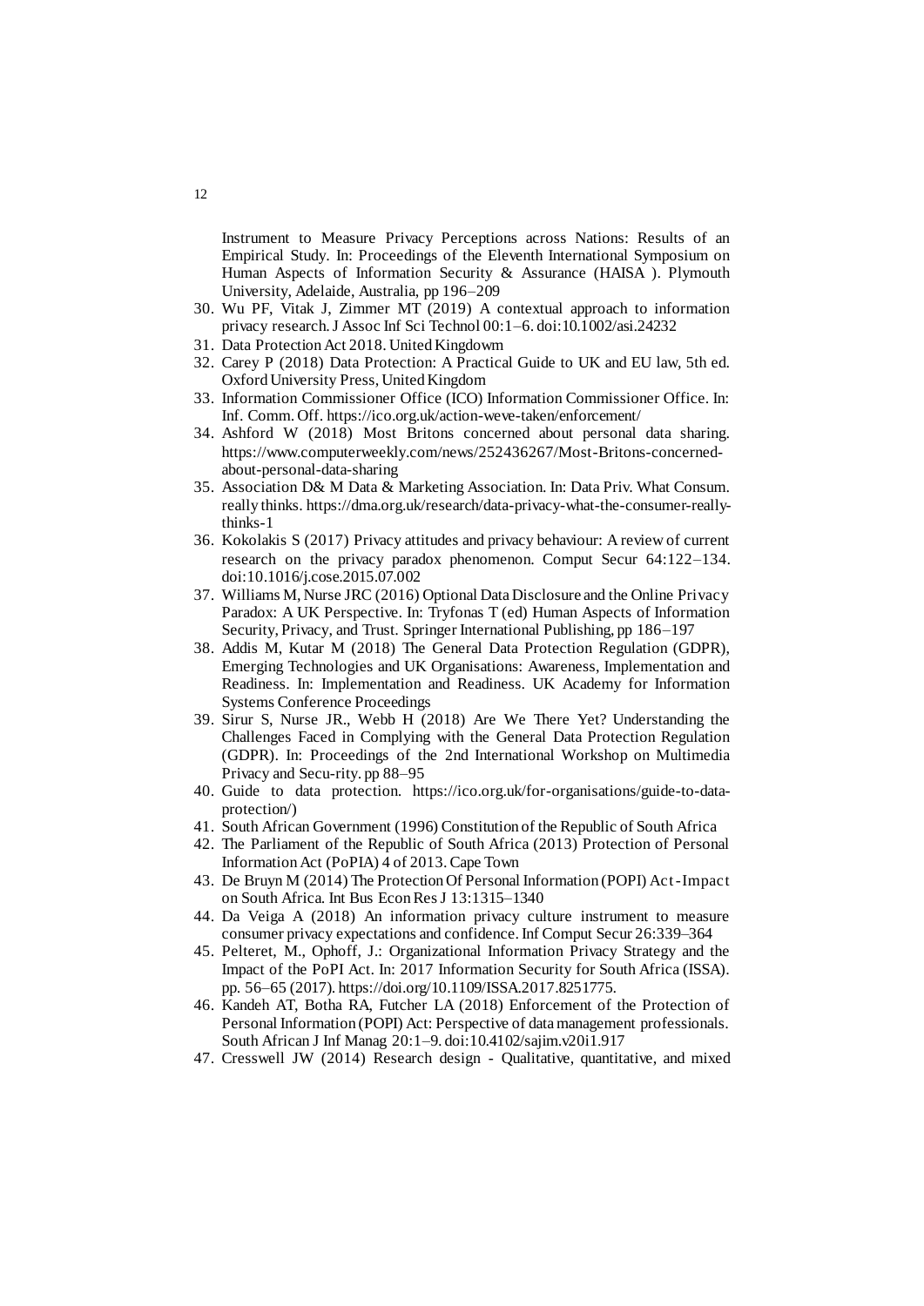Instrument to Measure Privacy Perceptions across Nations: Results of an Empirical Study. In: Proceedings of the Eleventh International Symposium on Human Aspects of Information Security & Assurance (HAISA ). Plymouth University, Adelaide, Australia, pp 196–209

30. Wu PF, Vitak J, Zimmer MT (2019) A contextual approach to information privacy research. J Assoc Inf Sci Technol 00:1–6. doi:10.1002/asi.24232
31. Data Protection Act 2018. United Kingdowm
32. Carey P (2018) Data Protection: A Practical Guide to UK and EU law, 5th ed. Oxford University Press, United Kingdom
33. Information Commissioner Office (ICO) Information Commissioner Office. In: Inf. Comm. Off. https://ico.org.uk/action-weve-taken/enforcement/
34. Ashford W (2018) Most Britons concerned about personal data sharing. https://www.computerweekly.com/news/252436267/Most-Britons-concerned-about-personal-data-sharing
35. Association D& M Data & Marketing Association. In: Data Priv. What Consum. really thinks. https://dma.org.uk/research/data-privacy-what-the-consumer-really-thinks-1
36. Kokolakis S (2017) Privacy attitudes and privacy behaviour: A review of current research on the privacy paradox phenomenon. Comput Secur 64:122–134. doi:10.1016/j.cose.2015.07.002
37. Williams M, Nurse JRC (2016) Optional Data Disclosure and the Online Privacy Paradox: A UK Perspective. In: Tryfonas T (ed) Human Aspects of Information Security, Privacy, and Trust. Springer International Publishing, pp 186–197
38. Addis M, Kutar M (2018) The General Data Protection Regulation (GDPR), Emerging Technologies and UK Organisations: Awareness, Implementation and Readiness. In: Implementation and Readiness. UK Academy for Information Systems Conference Proceedings
39. Sirur S, Nurse JR., Webb H (2018) Are We There Yet? Understanding the Challenges Faced in Complying with the General Data Protection Regulation (GDPR). In: Proceedings of the 2nd International Workshop on Multimedia Privacy and Secu-rity. pp 88–95
40. Guide to data protection. https://ico.org.uk/for-organisations/guide-to-data-protection/)
41. South African Government (1996) Constitution of the Republic of South Africa
42. The Parliament of the Republic of South Africa (2013) Protection of Personal Information Act (PoPIA) 4 of 2013. Cape Town
43. De Bruyn M (2014) The Protection Of Personal Information (POPI) Act-Impact on South Africa. Int Bus Econ Res J 13:1315–1340
44. Da Veiga A (2018) An information privacy culture instrument to measure consumer privacy expectations and confidence. Inf Comput Secur 26:339–364
45. Pelteret, M., Ophoff, J.: Organizational Information Privacy Strategy and the Impact of the PoPI Act. In: 2017 Information Security for South Africa (ISSA). pp. 56–65 (2017). https://doi.org/10.1109/ISSA.2017.8251775.
46. Kandeh AT, Botha RA, Futcher LA (2018) Enforcement of the Protection of Personal Information (POPI) Act: Perspective of data management professionals. South African J Inf Manag 20:1–9. doi:10.4102/sajim.v20i1.917
47. Cresswell JW (2014) Research design - Qualitative, quantitative, and mixed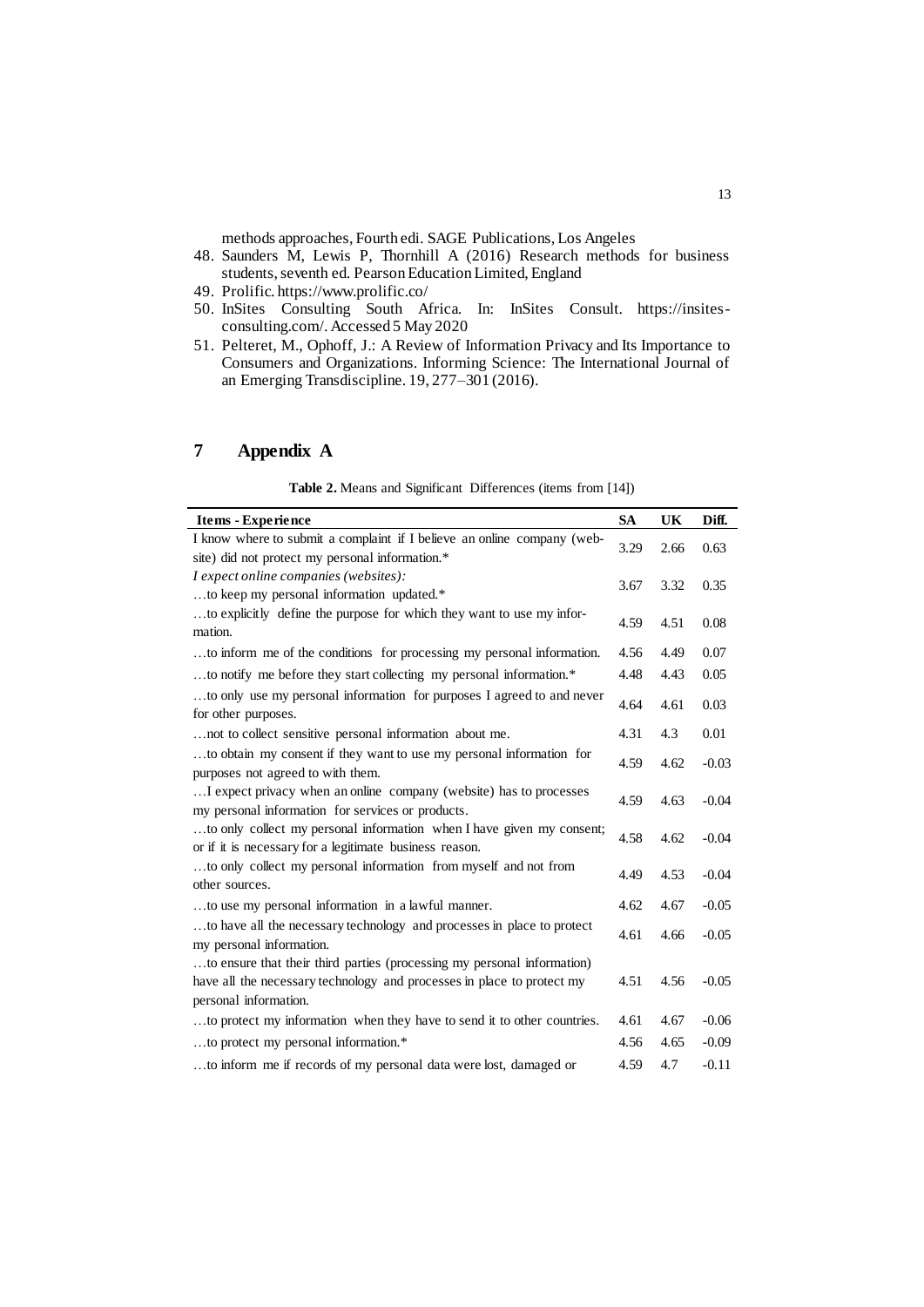methods approaches, Fourth edi. SAGE Publications, Los Angeles

48. Saunders M, Lewis P, Thornhill A (2016) Research methods for business students, seventh ed. Pearson Education Limited, England
49. Prolific. https://www.prolific.co/
50. InSites Consulting South Africa. In: InSites Consult. https://insites-consulting.com/. Accessed 5 May 2020
51. Pelteret, M., Ophoff, J.: A Review of Information Privacy and Its Importance to Consumers and Organizations. Informing Science: The International Journal of an Emerging Transdiscipline. 19, 277–301 (2016).

# 7 Appendix A

**Table 2.** Means and Significant Differences (items from [14])

| **Items - Experience** | **SA** | **UK** | **Diff.** |
|---|---|---|---|
| I know where to submit a complaint if I believe an online company (website) did not protect my personal information.* | 3.29 | 2.66 | 0.63 |
| *I expect online companies (websites):* …to keep my personal information updated.* | 3.67 | 3.32 | 0.35 |
| …to explicitly define the purpose for which they want to use my information. | 4.59 | 4.51 | 0.08 |
| …to inform me of the conditions for processing my personal information. | 4.56 | 4.49 | 0.07 |
| …to notify me before they start collecting my personal information.* | 4.48 | 4.43 | 0.05 |
| …to only use my personal information for purposes I agreed to and never for other purposes. | 4.64 | 4.61 | 0.03 |
| …not to collect sensitive personal information about me. | 4.31 | 4.3 | 0.01 |
| …to obtain my consent if they want to use my personal information for purposes not agreed to with them. | 4.59 | 4.62 | -0.03 |
| …I expect privacy when an online company (website) has to processes my personal information for services or products. | 4.59 | 4.63 | -0.04 |
| …to only collect my personal information when I have given my consent; or if it is necessary for a legitimate business reason. | 4.58 | 4.62 | -0.04 |
| …to only collect my personal information from myself and not from other sources. | 4.49 | 4.53 | -0.04 |
| …to use my personal information in a lawful manner. | 4.62 | 4.67 | -0.05 |
| …to have all the necessary technology and processes in place to protect my personal information. | 4.61 | 4.66 | -0.05 |
| …to ensure that their third parties (processing my personal information) have all the necessary technology and processes in place to protect my personal information. | 4.51 | 4.56 | -0.05 |
| …to protect my information when they have to send it to other countries. | 4.61 | 4.67 | -0.06 |
| …to protect my personal information.* | 4.56 | 4.65 | -0.09 |
| …to inform me if records of my personal data were lost, damaged or | 4.59 | 4.7 | -0.11 |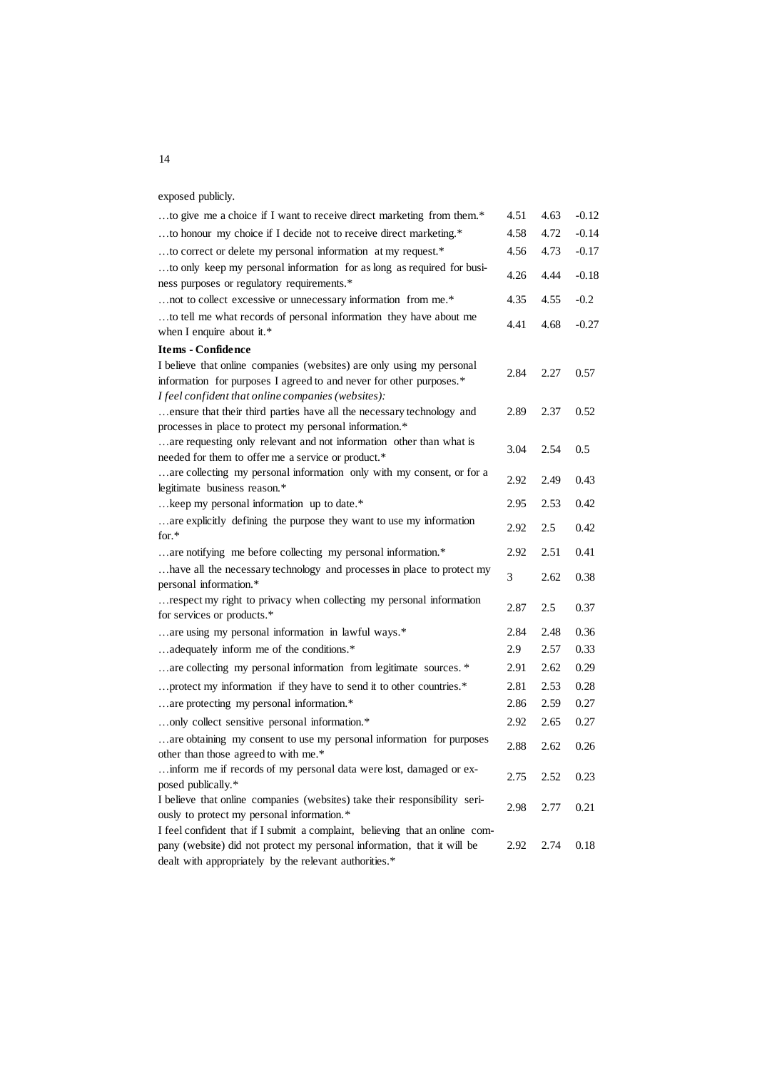exposed publicly.

| | | | |
|---|---|---|---|
| …to give me a choice if I want to receive direct marketing from them.* | 4.51 | 4.63 | -0.12 |
| …to honour my choice if I decide not to receive direct marketing.* | 4.58 | 4.72 | -0.14 |
| …to correct or delete my personal information at my request.* | 4.56 | 4.73 | -0.17 |
| …to only keep my personal information for as long as required for business purposes or regulatory requirements.* | 4.26 | 4.44 | -0.18 |
| …not to collect excessive or unnecessary information from me.* | 4.35 | 4.55 | -0.2 |
| …to tell me what records of personal information they have about me when I enquire about it.* | 4.41 | 4.68 | -0.27 |
| **Items - Confidence** | | | |
| I believe that online companies (websites) are only using my personal information for purposes I agreed to and never for other purposes.* | 2.84 | 2.27 | 0.57 |
| *I feel confident that online companies (websites):* | | | |
| …ensure that their third parties have all the necessary technology and processes in place to protect my personal information.* | 2.89 | 2.37 | 0.52 |
| …are requesting only relevant and not information other than what is needed for them to offer me a service or product.* | 3.04 | 2.54 | 0.5 |
| …are collecting my personal information only with my consent, or for a legitimate business reason.* | 2.92 | 2.49 | 0.43 |
| …keep my personal information up to date.* | 2.95 | 2.53 | 0.42 |
| …are explicitly defining the purpose they want to use my information for.* | 2.92 | 2.5 | 0.42 |
| …are notifying me before collecting my personal information.* | 2.92 | 2.51 | 0.41 |
| …have all the necessary technology and processes in place to protect my personal information.* | 3 | 2.62 | 0.38 |
| …respect my right to privacy when collecting my personal information for services or products.* | 2.87 | 2.5 | 0.37 |
| …are using my personal information in lawful ways.* | 2.84 | 2.48 | 0.36 |
| …adequately inform me of the conditions.* | 2.9 | 2.57 | 0.33 |
| …are collecting my personal information from legitimate sources. * | 2.91 | 2.62 | 0.29 |
| …protect my information if they have to send it to other countries.* | 2.81 | 2.53 | 0.28 |
| …are protecting my personal information.* | 2.86 | 2.59 | 0.27 |
| …only collect sensitive personal information.* | 2.92 | 2.65 | 0.27 |
| …are obtaining my consent to use my personal information for purposes other than those agreed to with me.* | 2.88 | 2.62 | 0.26 |
| …inform me if records of my personal data were lost, damaged or exposed publically.* | 2.75 | 2.52 | 0.23 |
| I believe that online companies (websites) take their responsibility seriously to protect my personal information.* | 2.98 | 2.77 | 0.21 |
| I feel confident that if I submit a complaint, believing that an online company (website) did not protect my personal information, that it will be dealt with appropriately by the relevant authorities.* | 2.92 | 2.74 | 0.18 |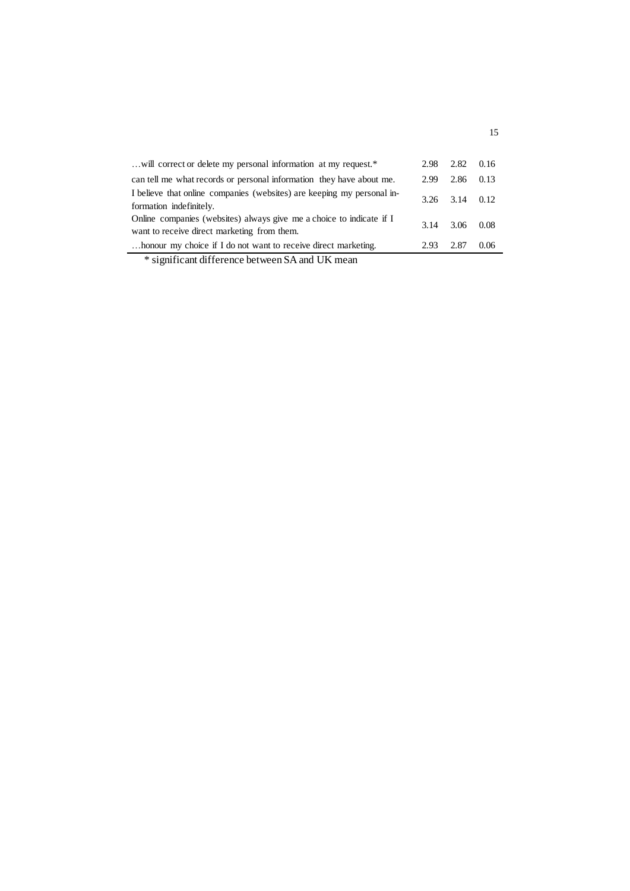| | | | |
|---|---|---|---|
| …will correct or delete my personal information at my request.* | 2.98 | 2.82 | 0.16 |
| can tell me what records or personal information they have about me. | 2.99 | 2.86 | 0.13 |
| I believe that online companies (websites) are keeping my personal information indefinitely. | 3.26 | 3.14 | 0.12 |
| Online companies (websites) always give me a choice to indicate if I want to receive direct marketing from them. | 3.14 | 3.06 | 0.08 |
| …honour my choice if I do not want to receive direct marketing. | 2.93 | 2.87 | 0.06 |

* significant difference between SA and UK mean